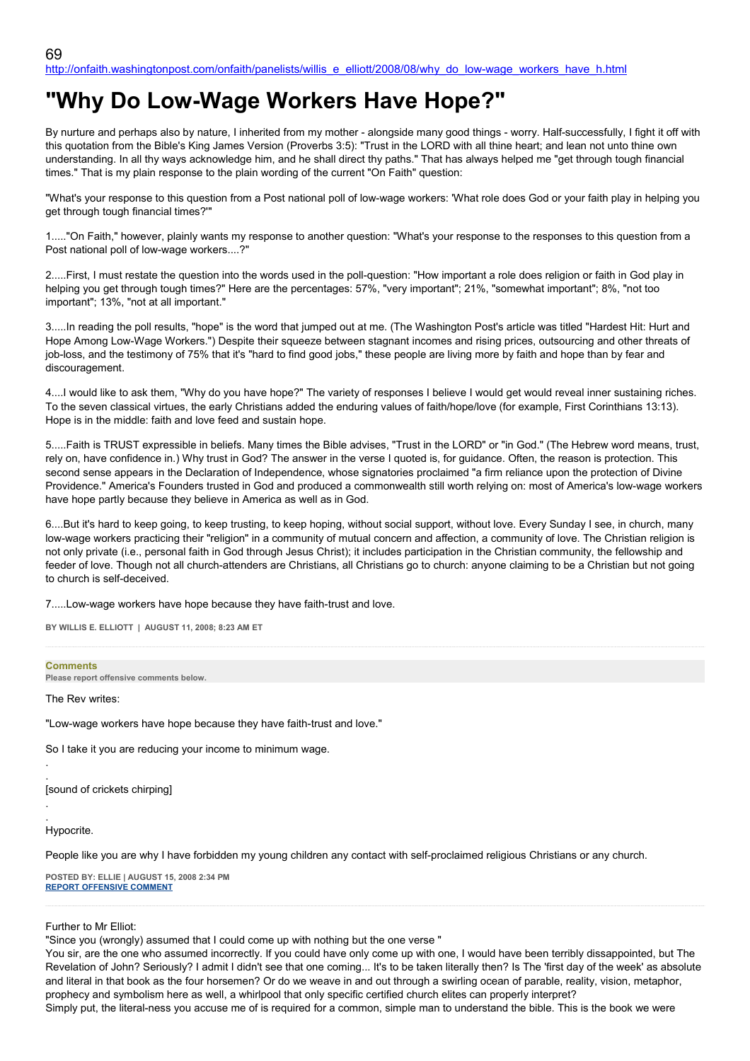http://onfaith.washingtonpost.com/onfaith/panelists/willis_e_elliott/2008/08/why_do_low-wage_workers_have_h.html

# "Why Do Low-Wage Workers Have Hope?"

By nurture and perhaps also by nature, I inherited from my mother - alongside many good things - worry. Half-successfully, I fight it off with this quotation from the Bible's King James Version (Proverbs 3:5): "Trust in the LORD with all thine heart; and lean not unto thine own understanding. In all thy ways acknowledge him, and he shall direct thy paths." That has always helped me "get through tough financial times." That is my plain response to the plain wording of the current "On Faith" question:

"What's your response to this question from a Post national poll of low-wage workers: 'What role does God or your faith play in helping you get through tough financial times?'"

1....."On Faith," however, plainly wants my response to another question: "What's your response to the responses to this question from a Post national poll of low-wage workers....?"

2.....First, I must restate the question into the words used in the poll-question: "How important a role does religion or faith in God play in helping you get through tough times?" Here are the percentages: 57%, "very important"; 21%, "somewhat important"; 8%, "not too important"; 13%, "not at all important."

3.....In reading the poll results, "hope" is the word that jumped out at me. (The Washington Post's article was titled "Hardest Hit: Hurt and Hope Among Low-Wage Workers.") Despite their squeeze between stagnant incomes and rising prices, outsourcing and other threats of job-loss, and the testimony of 75% that it's "hard to find good jobs," these people are living more by faith and hope than by fear and discouragement.

4....I would like to ask them, "Why do you have hope?" The variety of responses I believe I would get would reveal inner sustaining riches. To the seven classical virtues, the early Christians added the enduring values of faith/hope/love (for example, First Corinthians 13:13). Hope is in the middle: faith and love feed and sustain hope.

5.....Faith is TRUST expressible in beliefs. Many times the Bible advises, "Trust in the LORD" or "in God." (The Hebrew word means, trust, rely on, have confidence in.) Why trust in God? The answer in the verse I quoted is, for guidance. Often, the reason is protection. This second sense appears in the Declaration of Independence, whose signatories proclaimed "a firm reliance upon the protection of Divine Providence." America's Founders trusted in God and produced a commonwealth still worth relying on: most of America's low-wage workers have hope partly because they believe in America as well as in God.

6....But it's hard to keep going, to keep trusting, to keep hoping, without social support, without love. Every Sunday I see, in church, many low-wage workers practicing their "religion" in a community of mutual concern and affection, a community of love. The Christian religion is not only private (i.e., personal faith in God through Jesus Christ); it includes participation in the Christian community, the fellowship and feeder of love. Though not all church-attenders are Christians, all Christians go to church: anyone claiming to be a Christian but not going to church is self-deceived.

7.....Low-wage workers have hope because they have faith-trust and love.

**BY WILLIS E. ELLIOTT | AUGUST 11, 2008; 8:23 AM ET**

---

**Comments**

**Please report offensive comments below.**

The Rev writes:

"Low-wage workers have hope because they have faith-trust and love."

So I take it you are reducing your income to minimum wage.

.

.

[sound of crickets chirping]

.

.

Hypocrite.

People like you are why I have forbidden my young children any contact with self-proclaimed religious Christians or any church.

**POSTED BY: ELLIE | AUGUST 15, 2008 2:34 PM**
**REPORT OFFENSIVE COMMENT**

---

Further to Mr Elliot:
"Since you (wrongly) assumed that I could come up with nothing but the one verse "
You sir, are the one who assumed incorrectly. If you could have only come up with one, I would have been terribly dissappointed, but The Revelation of John? Seriously? I admit I didn't see that one coming... It's to be taken literally then? Is The 'first day of the week' as absolute and literal in that book as the four horsemen? Or do we weave in and out through a swirling ocean of parable, reality, vision, metaphor, prophecy and symbolism here as well, a whirlpool that only specific certified church elites can properly interpret?
Simply put, the literal-ness you accuse me of is required for a common, simple man to understand the bible. This is the book we were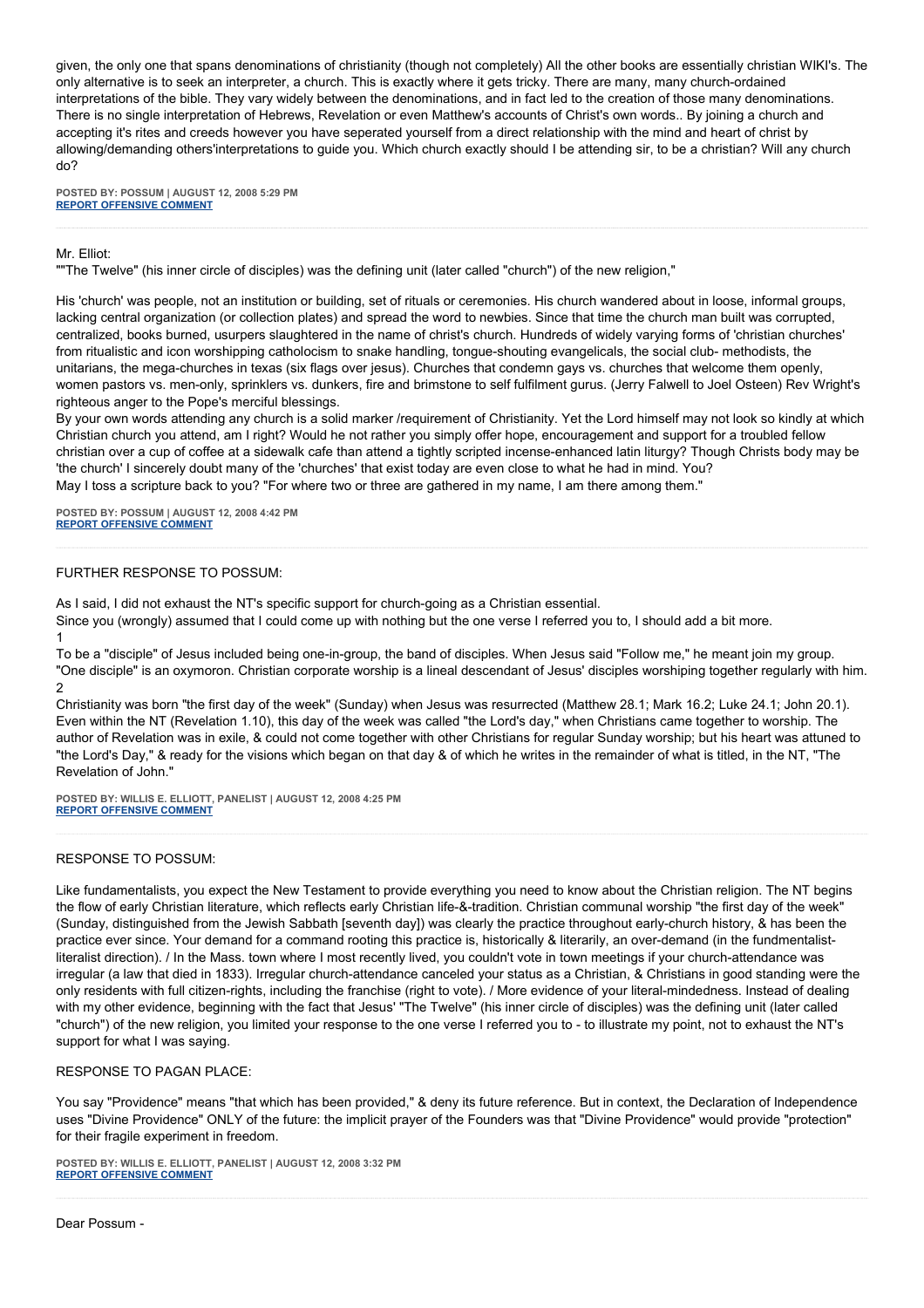given, the only one that spans denominations of christianity (though not completely) All the other books are essentially christian WIKI's. The only alternative is to seek an interpreter, a church. This is exactly where it gets tricky. There are many, many church-ordained interpretations of the bible. They vary widely between the denominations, and in fact led to the creation of those many denominations. There is no single interpretation of Hebrews, Revelation or even Matthew's accounts of Christ's own words.. By joining a church and accepting it's rites and creeds however you have seperated yourself from a direct relationship with the mind and heart of christ by allowing/demanding others'interpretations to guide you. Which church exactly should I be attending sir, to be a christian? Will any church do?

**POSTED BY: POSSUM | AUGUST 12, 2008 5:29 PM**
**REPORT OFFENSIVE COMMENT**

---

Mr. Elliot:
""The Twelve" (his inner circle of disciples) was the defining unit (later called "church") of the new religion,"

His 'church' was people, not an institution or building, set of rituals or ceremonies. His church wandered about in loose, informal groups, lacking central organization (or collection plates) and spread the word to newbies. Since that time the church man built was corrupted, centralized, books burned, usurpers slaughtered in the name of christ's church. Hundreds of widely varying forms of 'christian churches' from ritualistic and icon worshipping catholocism to snake handling, tongue-shouting evangelicals, the social club- methodists, the unitarians, the mega-churches in texas (six flags over jesus). Churches that condemn gays vs. churches that welcome them openly, women pastors vs. men-only, sprinklers vs. dunkers, fire and brimstone to self fulfilment gurus. (Jerry Falwell to Joel Osteen) Rev Wright's righteous anger to the Pope's merciful blessings.
By your own words attending any church is a solid marker /requirement of Christianity. Yet the Lord himself may not look so kindly at which Christian church you attend, am I right? Would he not rather you simply offer hope, encouragement and support for a troubled fellow christian over a cup of coffee at a sidewalk cafe than attend a tightly scripted incense-enhanced latin liturgy? Though Christs body may be 'the church' I sincerely doubt many of the 'churches' that exist today are even close to what he had in mind. You?
May I toss a scripture back to you? "For where two or three are gathered in my name, I am there among them."

**POSTED BY: POSSUM | AUGUST 12, 2008 4:42 PM**
**REPORT OFFENSIVE COMMENT**

---

FURTHER RESPONSE TO POSSUM:

As I said, I did not exhaust the NT's specific support for church-going as a Christian essential.
Since you (wrongly) assumed that I could come up with nothing but the one verse I referred you to, I should add a bit more.
1
To be a "disciple" of Jesus included being one-in-group, the band of disciples. When Jesus said "Follow me," he meant join my group. "One disciple" is an oxymoron. Christian corporate worship is a lineal descendant of Jesus' disciples worshiping together regularly with him.
2
Christianity was born "the first day of the week" (Sunday) when Jesus was resurrected (Matthew 28.1; Mark 16.2; Luke 24.1; John 20.1). Even within the NT (Revelation 1.10), this day of the week was called "the Lord's day," when Christians came together to worship. The author of Revelation was in exile, & could not come together with other Christians for regular Sunday worship; but his heart was attuned to "the Lord's Day," & ready for the visions which began on that day & of which he writes in the remainder of what is titled, in the NT, "The Revelation of John."

**POSTED BY: WILLIS E. ELLIOTT, PANELIST | AUGUST 12, 2008 4:25 PM**
**REPORT OFFENSIVE COMMENT**

---

RESPONSE TO POSSUM:

Like fundamentalists, you expect the New Testament to provide everything you need to know about the Christian religion. The NT begins the flow of early Christian literature, which reflects early Christian life-&-tradition. Christian communal worship "the first day of the week" (Sunday, distinguished from the Jewish Sabbath [seventh day]) was clearly the practice throughout early-church history, & has been the practice ever since. Your demand for a command rooting this practice is, historically & literarily, an over-demand (in the fundmentalist-literalist direction). / In the Mass. town where I most recently lived, you couldn't vote in town meetings if your church-attendance was irregular (a law that died in 1833). Irregular church-attendance canceled your status as a Christian, & Christians in good standing were the only residents with full citizen-rights, including the franchise (right to vote). / More evidence of your literal-mindedness. Instead of dealing with my other evidence, beginning with the fact that Jesus' "The Twelve" (his inner circle of disciples) was the defining unit (later called "church") of the new religion, you limited your response to the one verse I referred you to - to illustrate my point, not to exhaust the NT's support for what I was saying.

RESPONSE TO PAGAN PLACE:

You say "Providence" means "that which has been provided," & deny its future reference. But in context, the Declaration of Independence uses "Divine Providence" ONLY of the future: the implicit prayer of the Founders was that "Divine Providence" would provide "protection" for their fragile experiment in freedom.

**POSTED BY: WILLIS E. ELLIOTT, PANELIST | AUGUST 12, 2008 3:32 PM**
**REPORT OFFENSIVE COMMENT**

---

Dear Possum -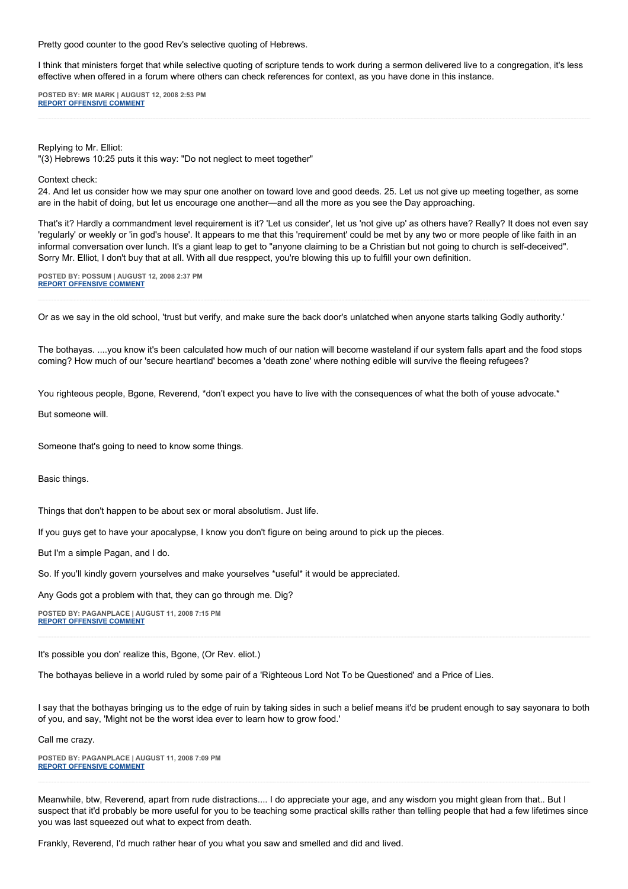Pretty good counter to the good Rev's selective quoting of Hebrews.

I think that ministers forget that while selective quoting of scripture tends to work during a sermon delivered live to a congregation, it's less effective when offered in a forum where others can check references for context, as you have done in this instance.

**POSTED BY: MR MARK | AUGUST 12, 2008 2:53 PM**
**REPORT OFFENSIVE COMMENT**

---

Replying to Mr. Elliot:
"(3) Hebrews 10:25 puts it this way: "Do not neglect to meet together"

Context check:
24. And let us consider how we may spur one another on toward love and good deeds. 25. Let us not give up meeting together, as some are in the habit of doing, but let us encourage one another—and all the more as you see the Day approaching.

That's it? Hardly a commandment level requirement is it? 'Let us consider', let us 'not give up' as others have? Really? It does not even say 'regularly' or weekly or 'in god's house'. It appears to me that this 'requirement' could be met by any two or more people of like faith in an informal conversation over lunch. It's a giant leap to get to "anyone claiming to be a Christian but not going to church is self-deceived". Sorry Mr. Elliot, I don't buy that at all. With all due resppect, you're blowing this up to fulfill your own definition.

**POSTED BY: POSSUM | AUGUST 12, 2008 2:37 PM**
**REPORT OFFENSIVE COMMENT**

---

Or as we say in the old school, 'trust but verify, and make sure the back door's unlatched when anyone starts talking Godly authority.'

The bothayas. ....you know it's been calculated how much of our nation will become wasteland if our system falls apart and the food stops coming? How much of our 'secure heartland' becomes a 'death zone' where nothing edible will survive the fleeing refugees?

You righteous people, Bgone, Reverend, *don't expect you have to live with the consequences of what the both of youse advocate.*

But someone will.

Someone that's going to need to know some things.

Basic things.

Things that don't happen to be about sex or moral absolutism. Just life.

If you guys get to have your apocalypse, I know you don't figure on being around to pick up the pieces.

But I'm a simple Pagan, and I do.

So. If you'll kindly govern yourselves and make yourselves *useful* it would be appreciated.

Any Gods got a problem with that, they can go through me. Dig?

**POSTED BY: PAGANPLACE | AUGUST 11, 2008 7:15 PM**
**REPORT OFFENSIVE COMMENT**

---

It's possible you don' realize this, Bgone, (Or Rev. eliot.)

The bothayas believe in a world ruled by some pair of a 'Righteous Lord Not To be Questioned' and a Price of Lies.

I say that the bothayas bringing us to the edge of ruin by taking sides in such a belief means it'd be prudent enough to say sayonara to both of you, and say, 'Might not be the worst idea ever to learn how to grow food.'

Call me crazy.

**POSTED BY: PAGANPLACE | AUGUST 11, 2008 7:09 PM**
**REPORT OFFENSIVE COMMENT**

---

Meanwhile, btw, Reverend, apart from rude distractions.... I do appreciate your age, and any wisdom you might glean from that.. But I suspect that it'd probably be more useful for you to be teaching some practical skills rather than telling people that had a few lifetimes since you was last squeezed out what to expect from death.

Frankly, Reverend, I'd much rather hear of you what you saw and smelled and did and lived.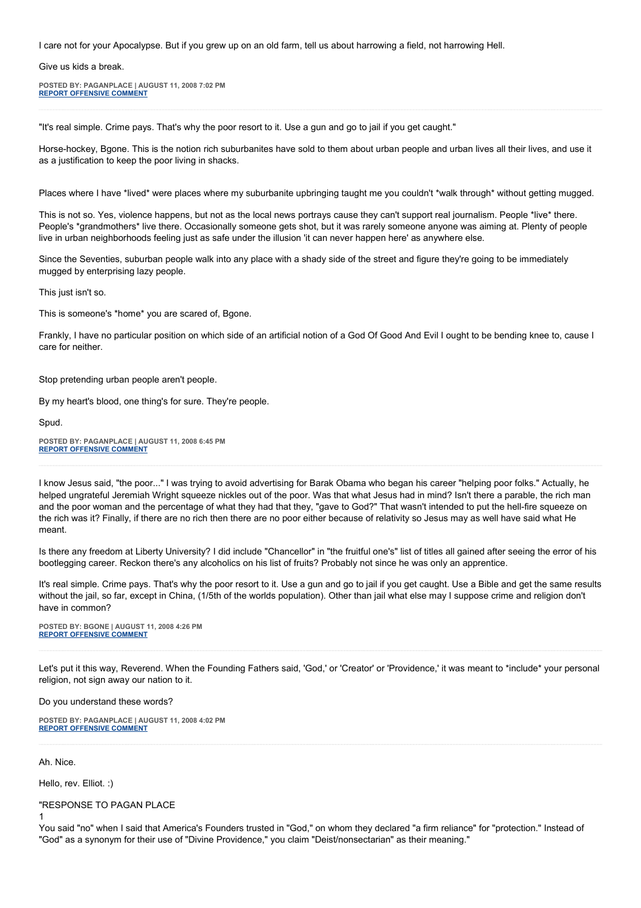I care not for your Apocalypse. But if you grew up on an old farm, tell us about harrowing a field, not harrowing Hell.

Give us kids a break.

**POSTED BY: PAGANPLACE | AUGUST 11, 2008 7:02 PM**
**REPORT OFFENSIVE COMMENT**

---

"It's real simple. Crime pays. That's why the poor resort to it. Use a gun and go to jail if you get caught."

Horse-hockey, Bgone. This is the notion rich suburbanites have sold to them about urban people and urban lives all their lives, and use it as a justification to keep the poor living in shacks.

Places where I have *lived* were places where my suburbanite upbringing taught me you couldn't *walk through* without getting mugged.

This is not so. Yes, violence happens, but not as the local news portrays cause they can't support real journalism. People *live* there. People's *grandmothers* live there. Occasionally someone gets shot, but it was rarely someone anyone was aiming at. Plenty of people live in urban neighborhoods feeling just as safe under the illusion 'it can never happen here' as anywhere else.

Since the Seventies, suburban people walk into any place with a shady side of the street and figure they're going to be immediately mugged by enterprising lazy people.

This just isn't so.

This is someone's *home* you are scared of, Bgone.

Frankly, I have no particular position on which side of an artificial notion of a God Of Good And Evil I ought to be bending knee to, cause I care for neither.

Stop pretending urban people aren't people.

By my heart's blood, one thing's for sure. They're people.

Spud.

**POSTED BY: PAGANPLACE | AUGUST 11, 2008 6:45 PM**
**REPORT OFFENSIVE COMMENT**

---

I know Jesus said, "the poor..." I was trying to avoid advertising for Barak Obama who began his career "helping poor folks." Actually, he helped ungrateful Jeremiah Wright squeeze nickles out of the poor. Was that what Jesus had in mind? Isn't there a parable, the rich man and the poor woman and the percentage of what they had that they, "gave to God?" That wasn't intended to put the hell-fire squeeze on the rich was it? Finally, if there are no rich then there are no poor either because of relativity so Jesus may as well have said what He meant.

Is there any freedom at Liberty University? I did include "Chancellor" in "the fruitful one's" list of titles all gained after seeing the error of his bootlegging career. Reckon there's any alcoholics on his list of fruits? Probably not since he was only an apprentice.

It's real simple. Crime pays. That's why the poor resort to it. Use a gun and go to jail if you get caught. Use a Bible and get the same results without the jail, so far, except in China, (1/5th of the worlds population). Other than jail what else may I suppose crime and religion don't have in common?

**POSTED BY: BGONE | AUGUST 11, 2008 4:26 PM**
**REPORT OFFENSIVE COMMENT**

---

Let's put it this way, Reverend. When the Founding Fathers said, 'God,' or 'Creator' or 'Providence,' it was meant to *include* your personal religion, not sign away our nation to it.

Do you understand these words?

**POSTED BY: PAGANPLACE | AUGUST 11, 2008 4:02 PM**
**REPORT OFFENSIVE COMMENT**

---

Ah. Nice.

Hello, rev. Elliot. :)

"RESPONSE TO PAGAN PLACE
1
You said "no" when I said that America's Founders trusted in "God," on whom they declared "a firm reliance" for "protection." Instead of "God" as a synonym for their use of "Divine Providence," you claim "Deist/nonsectarian" as their meaning."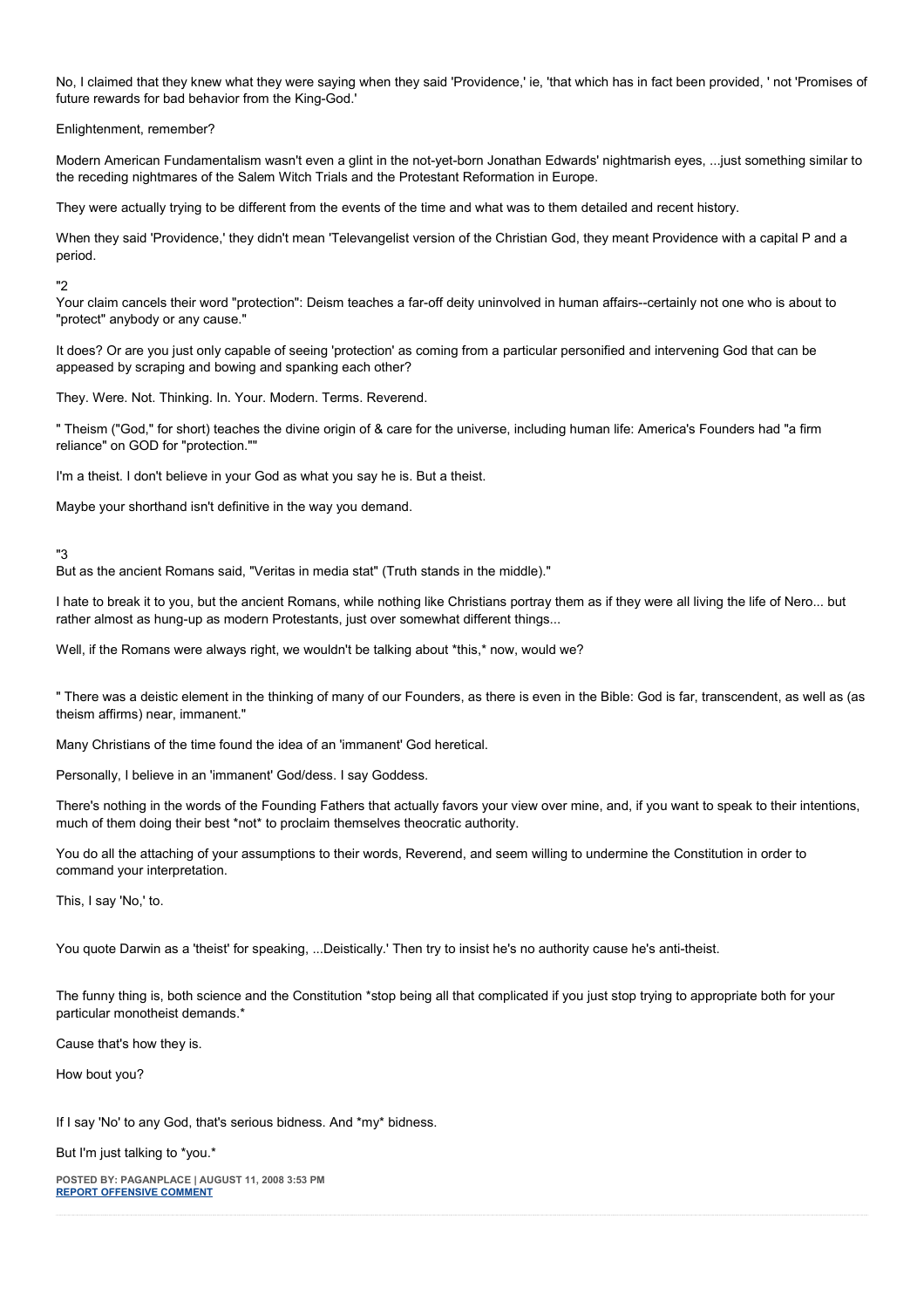No, I claimed that they knew what they were saying when they said 'Providence,' ie, 'that which has in fact been provided, ' not 'Promises of future rewards for bad behavior from the King-God.'

Enlightenment, remember?

Modern American Fundamentalism wasn't even a glint in the not-yet-born Jonathan Edwards' nightmarish eyes, ...just something similar to the receding nightmares of the Salem Witch Trials and the Protestant Reformation in Europe.

They were actually trying to be different from the events of the time and what was to them detailed and recent history.

When they said 'Providence,' they didn't mean 'Televangelist version of the Christian God, they meant Providence with a capital P and a period.

"2
Your claim cancels their word "protection": Deism teaches a far-off deity uninvolved in human affairs--certainly not one who is about to "protect" anybody or any cause."

It does? Or are you just only capable of seeing 'protection' as coming from a particular personified and intervening God that can be appeased by scraping and bowing and spanking each other?

They. Were. Not. Thinking. In. Your. Modern. Terms. Reverend.

" Theism ("God," for short) teaches the divine origin of & care for the universe, including human life: America's Founders had "a firm reliance" on GOD for "protection.""

I'm a theist. I don't believe in your God as what you say he is. But a theist.

Maybe your shorthand isn't definitive in the way you demand.

"3
But as the ancient Romans said, "Veritas in media stat" (Truth stands in the middle)."

I hate to break it to you, but the ancient Romans, while nothing like Christians portray them as if they were all living the life of Nero... but rather almost as hung-up as modern Protestants, just over somewhat different things...

Well, if the Romans were always right, we wouldn't be talking about *this,* now, would we?

" There was a deistic element in the thinking of many of our Founders, as there is even in the Bible: God is far, transcendent, as well as (as theism affirms) near, immanent."

Many Christians of the time found the idea of an 'immanent' God heretical.

Personally, I believe in an 'immanent' God/dess. I say Goddess.

There's nothing in the words of the Founding Fathers that actually favors your view over mine, and, if you want to speak to their intentions, much of them doing their best *not* to proclaim themselves theocratic authority.

You do all the attaching of your assumptions to their words, Reverend, and seem willing to undermine the Constitution in order to command your interpretation.

This, I say 'No,' to.

You quote Darwin as a 'theist' for speaking, ...Deistically.' Then try to insist he's no authority cause he's anti-theist.

The funny thing is, both science and the Constitution *stop being all that complicated if you just stop trying to appropriate both for your particular monotheist demands.*

Cause that's how they is.

How bout you?

If I say 'No' to any God, that's serious bidness. And *my* bidness.

But I'm just talking to *you.*

POSTED BY: PAGANPLACE | AUGUST 11, 2008 3:53 PM
REPORT OFFENSIVE COMMENT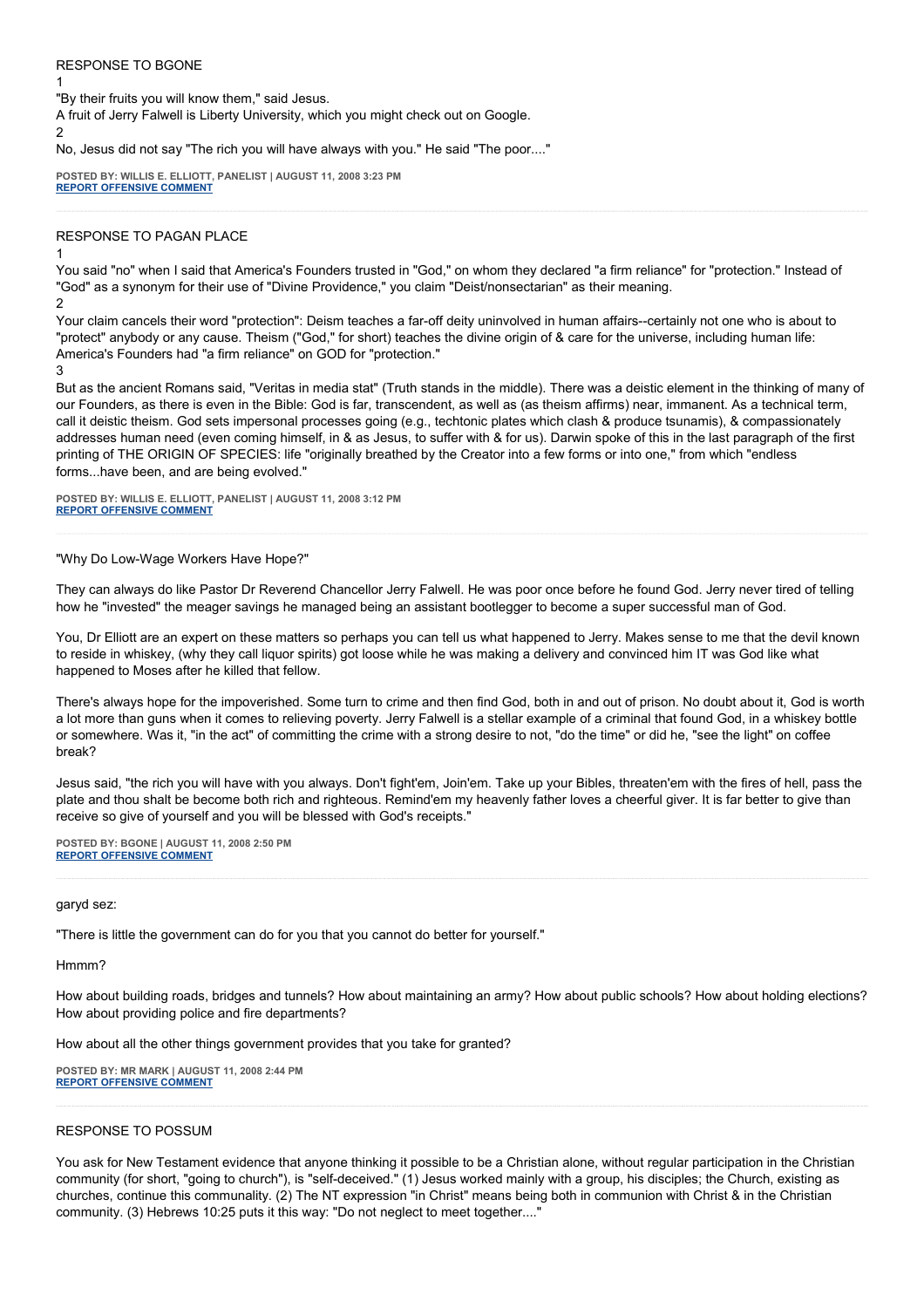RESPONSE TO BGONE

1

"By their fruits you will know them," said Jesus.

A fruit of Jerry Falwell is Liberty University, which you might check out on Google.

2

No, Jesus did not say "The rich you will have always with you." He said "The poor...."

**POSTED BY: WILLIS E. ELLIOTT, PANELIST | AUGUST 11, 2008 3:23 PM**
**REPORT OFFENSIVE COMMENT**

---

RESPONSE TO PAGAN PLACE

1

You said "no" when I said that America's Founders trusted in "God," on whom they declared "a firm reliance" for "protection." Instead of "God" as a synonym for their use of "Divine Providence," you claim "Deist/nonsectarian" as their meaning.

2

Your claim cancels their word "protection": Deism teaches a far-off deity uninvolved in human affairs--certainly not one who is about to "protect" anybody or any cause. Theism ("God," for short) teaches the divine origin of & care for the universe, including human life: America's Founders had "a firm reliance" on GOD for "protection."

3

But as the ancient Romans said, "Veritas in media stat" (Truth stands in the middle). There was a deistic element in the thinking of many of our Founders, as there is even in the Bible: God is far, transcendent, as well as (as theism affirms) near, immanent. As a technical term, call it deistic theism. God sets impersonal processes going (e.g., techtonic plates which clash & produce tsunamis), & compassionately addresses human need (even coming himself, in & as Jesus, to suffer with & for us). Darwin spoke of this in the last paragraph of the first printing of THE ORIGIN OF SPECIES: life "originally breathed by the Creator into a few forms or into one," from which "endless forms...have been, and are being evolved."

**POSTED BY: WILLIS E. ELLIOTT, PANELIST | AUGUST 11, 2008 3:12 PM**
**REPORT OFFENSIVE COMMENT**

---

"Why Do Low-Wage Workers Have Hope?"

They can always do like Pastor Dr Reverend Chancellor Jerry Falwell. He was poor once before he found God. Jerry never tired of telling how he "invested" the meager savings he managed being an assistant bootlegger to become a super successful man of God.

You, Dr Elliott are an expert on these matters so perhaps you can tell us what happened to Jerry. Makes sense to me that the devil known to reside in whiskey, (why they call liquor spirits) got loose while he was making a delivery and convinced him IT was God like what happened to Moses after he killed that fellow.

There's always hope for the impoverished. Some turn to crime and then find God, both in and out of prison. No doubt about it, God is worth a lot more than guns when it comes to relieving poverty. Jerry Falwell is a stellar example of a criminal that found God, in a whiskey bottle or somewhere. Was it, "in the act" of committing the crime with a strong desire to not, "do the time" or did he, "see the light" on coffee break?

Jesus said, "the rich you will have with you always. Don't fight'em, Join'em. Take up your Bibles, threaten'em with the fires of hell, pass the plate and thou shalt be become both rich and righteous. Remind'em my heavenly father loves a cheerful giver. It is far better to give than receive so give of yourself and you will be blessed with God's receipts."

**POSTED BY: BGONE | AUGUST 11, 2008 2:50 PM**
**REPORT OFFENSIVE COMMENT**

---

garyd sez:

"There is little the government can do for you that you cannot do better for yourself."

Hmmm?

How about building roads, bridges and tunnels? How about maintaining an army? How about public schools? How about holding elections? How about providing police and fire departments?

How about all the other things government provides that you take for granted?

**POSTED BY: MR MARK | AUGUST 11, 2008 2:44 PM**
**REPORT OFFENSIVE COMMENT**

---

RESPONSE TO POSSUM

You ask for New Testament evidence that anyone thinking it possible to be a Christian alone, without regular participation in the Christian community (for short, "going to church"), is "self-deceived." (1) Jesus worked mainly with a group, his disciples; the Church, existing as churches, continue this communality. (2) The NT expression "in Christ" means being both in communion with Christ & in the Christian community. (3) Hebrews 10:25 puts it this way: "Do not neglect to meet together...."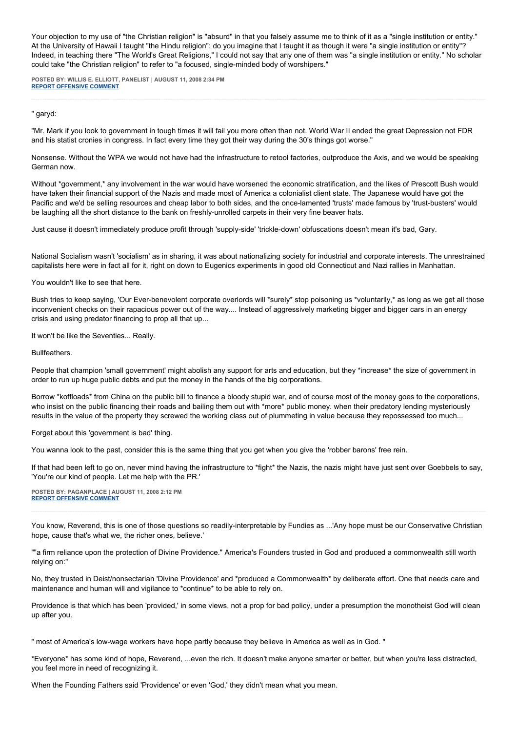Your objection to my use of "the Christian religion" is "absurd" in that you falsely assume me to think of it as a "single institution or entity." At the University of Hawaii I taught "the Hindu religion": do you imagine that I taught it as though it were "a single institution or entity"? Indeed, in teaching there "The World's Great Religions," I could not say that any one of them was "a single institution or entity." No scholar could take "the Christian religion" to refer to "a focused, single-minded body of worshipers."

**POSTED BY: WILLIS E. ELLIOTT, PANELIST | AUGUST 11, 2008 2:34 PM**
**REPORT OFFENSIVE COMMENT**

---

" garyd:

"Mr. Mark if you look to government in tough times it will fail you more often than not. World War II ended the great Depression not FDR and his statist cronies in congress. In fact every time they got their way during the 30's things got worse."

Nonsense. Without the WPA we would not have had the infrastructure to retool factories, outproduce the Axis, and we would be speaking German now.

Without *government,* any involvement in the war would have worsened the economic stratification, and the likes of Prescott Bush would have taken their financial support of the Nazis and made most of America a colonialist client state. The Japanese would have got the Pacific and we'd be selling resources and cheap labor to both sides, and the once-lamented 'trusts' made famous by 'trust-busters' would be laughing all the short distance to the bank on freshly-unrolled carpets in their very fine beaver hats.

Just cause it doesn't immediately produce profit through 'supply-side' 'trickle-down' obfuscations doesn't mean it's bad, Gary.

National Socialism wasn't 'socialism' as in sharing, it was about nationalizing society for industrial and corporate interests. The unrestrained capitalists here were in fact all for it, right on down to Eugenics experiments in good old Connecticut and Nazi rallies in Manhattan.

You wouldn't like to see that here.

Bush tries to keep saying, 'Our Ever-benevolent corporate overlords will *surely* stop poisoning us *voluntarily,* as long as we get all those inconvenient checks on their rapacious power out of the way.... Instead of aggressively marketing bigger and bigger cars in an energy crisis and using predator financing to prop all that up...

It won't be like the Seventies... Really.

Bullfeathers.

People that champion 'small government' might abolish any support for arts and education, but they *increase* the size of government in order to run up huge public debts and put the money in the hands of the big corporations.

Borrow *koffloads* from China on the public bill to finance a bloody stupid war, and of course most of the money goes to the corporations, who insist on the public financing their roads and bailing them out with *more* public money. when their predatory lending mysteriously results in the value of the property they screwed the working class out of plummeting in value because they repossessed too much...

Forget about this 'government is bad' thing.

You wanna look to the past, consider this is the same thing that you get when you give the 'robber barons' free rein.

If that had been left to go on, never mind having the infrastructure to *fight* the Nazis, the nazis might have just sent over Goebbels to say, 'You're our kind of people. Let me help with the PR.'

**POSTED BY: PAGANPLACE | AUGUST 11, 2008 2:12 PM**
**REPORT OFFENSIVE COMMENT**

---

You know, Reverend, this is one of those questions so readily-interpretable by Fundies as ...'Any hope must be our Conservative Christian hope, cause that's what we, the richer ones, believe.'

""a firm reliance upon the protection of Divine Providence." America's Founders trusted in God and produced a commonwealth still worth relying on:"

No, they trusted in Deist/nonsectarian 'Divine Providence' and *produced a Commonwealth* by deliberate effort. One that needs care and maintenance and human will and vigilance to *continue* to be able to rely on.

Providence is that which has been 'provided,' in some views, not a prop for bad policy, under a presumption the monotheist God will clean up after you.

" most of America's low-wage workers have hope partly because they believe in America as well as in God. "

*Everyone* has some kind of hope, Reverend, ...even the rich. It doesn't make anyone smarter or better, but when you're less distracted, you feel more in need of recognizing it.

When the Founding Fathers said 'Providence' or even 'God,' they didn't mean what you mean.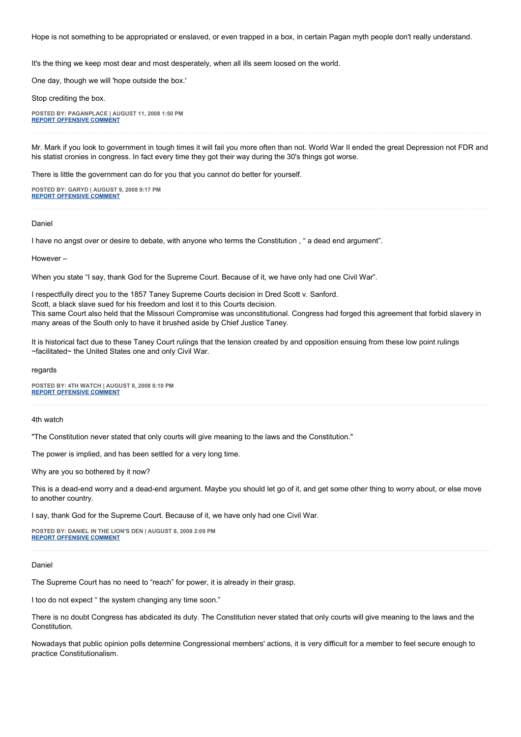Hope is not something to be appropriated or enslaved, or even trapped in a box, in certain Pagan myth people don't really understand.

It's the thing we keep most dear and most desperately, when all ills seem loosed on the world.

One day, though we will 'hope outside the box.'

Stop crediting the box.

**POSTED BY: PAGANPLACE | AUGUST 11, 2008 1:50 PM**
**REPORT OFFENSIVE COMMENT**

---

Mr. Mark if you look to government in tough times it will fail you more often than not. World War II ended the great Depression not FDR and his statist cronies in congress. In fact every time they got their way during the 30's things got worse.

There is little the government can do for you that you cannot do better for yourself.

**POSTED BY: GARYD | AUGUST 9, 2008 9:17 PM**
**REPORT OFFENSIVE COMMENT**

---

Daniel

I have no angst over or desire to debate, with anyone who terms the Constitution , " a dead end argument".

However –

When you state "I say, thank God for the Supreme Court. Because of it, we have only had one Civil War".

I respectfully direct you to the 1857 Taney Supreme Courts decision in Dred Scott v. Sanford.
Scott, a black slave sued for his freedom and lost it to this Courts decision.
This same Court also held that the Missouri Compromise was unconstitutional. Congress had forged this agreement that forbid slavery in many areas of the South only to have it brushed aside by Chief Justice Taney.

It is historical fact due to these Taney Court rulings that the tension created by and opposition ensuing from these low point rulings ~facilitated~ the United States one and only Civil War.

regards

**POSTED BY: 4TH WATCH | AUGUST 8, 2008 8:10 PM**
**REPORT OFFENSIVE COMMENT**

---

4th watch

"The Constitution never stated that only courts will give meaning to the laws and the Constitution."

The power is implied, and has been settled for a very long time.

Why are you so bothered by it now?

This is a dead-end worry and a dead-end argument. Maybe you should let go of it, and get some other thing to worry about, or else move to another country.

I say, thank God for the Supreme Court. Because of it, we have only had one Civil War.

**POSTED BY: DANIEL IN THE LION'S DEN | AUGUST 8, 2008 2:09 PM**
**REPORT OFFENSIVE COMMENT**

---

Daniel

The Supreme Court has no need to "reach" for power, it is already in their grasp.

I too do not expect " the system changing any time soon."

There is no doubt Congress has abdicated its duty. The Constitution never stated that only courts will give meaning to the laws and the Constitution.

Nowadays that public opinion polls determine Congressional members' actions, it is very difficult for a member to feel secure enough to practice Constitutionalism.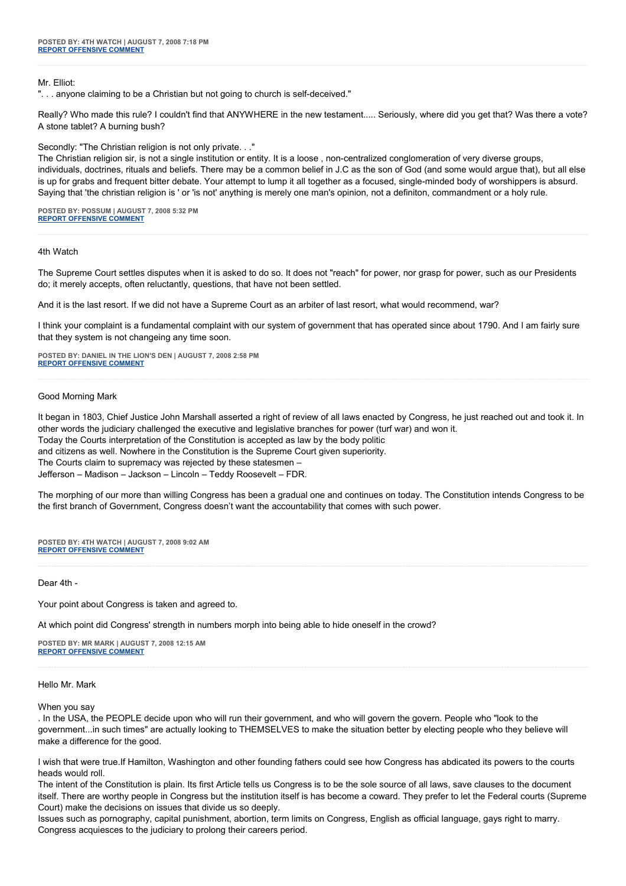**POSTED BY: 4TH WATCH | AUGUST 7, 2008 7:18 PM**
**REPORT OFFENSIVE COMMENT**

---

Mr. Elliot:
". . . anyone claiming to be a Christian but not going to church is self-deceived."

Really? Who made this rule? I couldn't find that ANYWHERE in the new testament..... Seriously, where did you get that? Was there a vote? A stone tablet? A burning bush?

Secondly: "The Christian religion is not only private. . ."
The Christian religion sir, is not a single institution or entity. It is a loose , non-centralized conglomeration of very diverse groups, individuals, doctrines, rituals and beliefs. There may be a common belief in J.C as the son of God (and some would argue that), but all else is up for grabs and frequent bitter debate. Your attempt to lump it all together as a focused, single-minded body of worshippers is absurd. Saying that 'the christian religion is ' or 'is not' anything is merely one man's opinion, not a definiton, commandment or a holy rule.

**POSTED BY: POSSUM | AUGUST 7, 2008 5:32 PM**
**REPORT OFFENSIVE COMMENT**

---

4th Watch

The Supreme Court settles disputes when it is asked to do so. It does not "reach" for power, nor grasp for power, such as our Presidents do; it merely accepts, often reluctantly, questions, that have not been settled.

And it is the last resort. If we did not have a Supreme Court as an arbiter of last resort, what would recommend, war?

I think your complaint is a fundamental complaint with our system of government that has operated since about 1790. And I am fairly sure that they system is not changeing any time soon.

**POSTED BY: DANIEL IN THE LION'S DEN | AUGUST 7, 2008 2:58 PM**
**REPORT OFFENSIVE COMMENT**

---

Good Morning Mark

It began in 1803, Chief Justice John Marshall asserted a right of review of all laws enacted by Congress, he just reached out and took it. In other words the judiciary challenged the executive and legislative branches for power (turf war) and won it.
Today the Courts interpretation of the Constitution is accepted as law by the body politic
and citizens as well. Nowhere in the Constitution is the Supreme Court given superiority.
The Courts claim to supremacy was rejected by these statesmen –
Jefferson – Madison – Jackson – Lincoln – Teddy Roosevelt – FDR.

The morphing of our more than willing Congress has been a gradual one and continues on today. The Constitution intends Congress to be the first branch of Government, Congress doesn't want the accountability that comes with such power.

**POSTED BY: 4TH WATCH | AUGUST 7, 2008 9:02 AM**
**REPORT OFFENSIVE COMMENT**

---

Dear 4th -

Your point about Congress is taken and agreed to.

At which point did Congress' strength in numbers morph into being able to hide oneself in the crowd?

**POSTED BY: MR MARK | AUGUST 7, 2008 12:15 AM**
**REPORT OFFENSIVE COMMENT**

---

Hello Mr. Mark

When you say
. In the USA, the PEOPLE decide upon who will run their government, and who will govern the govern. People who "look to the government...in such times" are actually looking to THEMSELVES to make the situation better by electing people who they believe will make a difference for the good.

I wish that were true.If Hamilton, Washington and other founding fathers could see how Congress has abdicated its powers to the courts heads would roll.
The intent of the Constitution is plain. Its first Article tells us Congress is to be the sole source of all laws, save clauses to the document itself. There are worthy people in Congress but the institution itself is has become a coward. They prefer to let the Federal courts (Supreme Court) make the decisions on issues that divide us so deeply.
Issues such as pornography, capital punishment, abortion, term limits on Congress, English as official language, gays right to marry.
Congress acquiesces to the judiciary to prolong their careers period.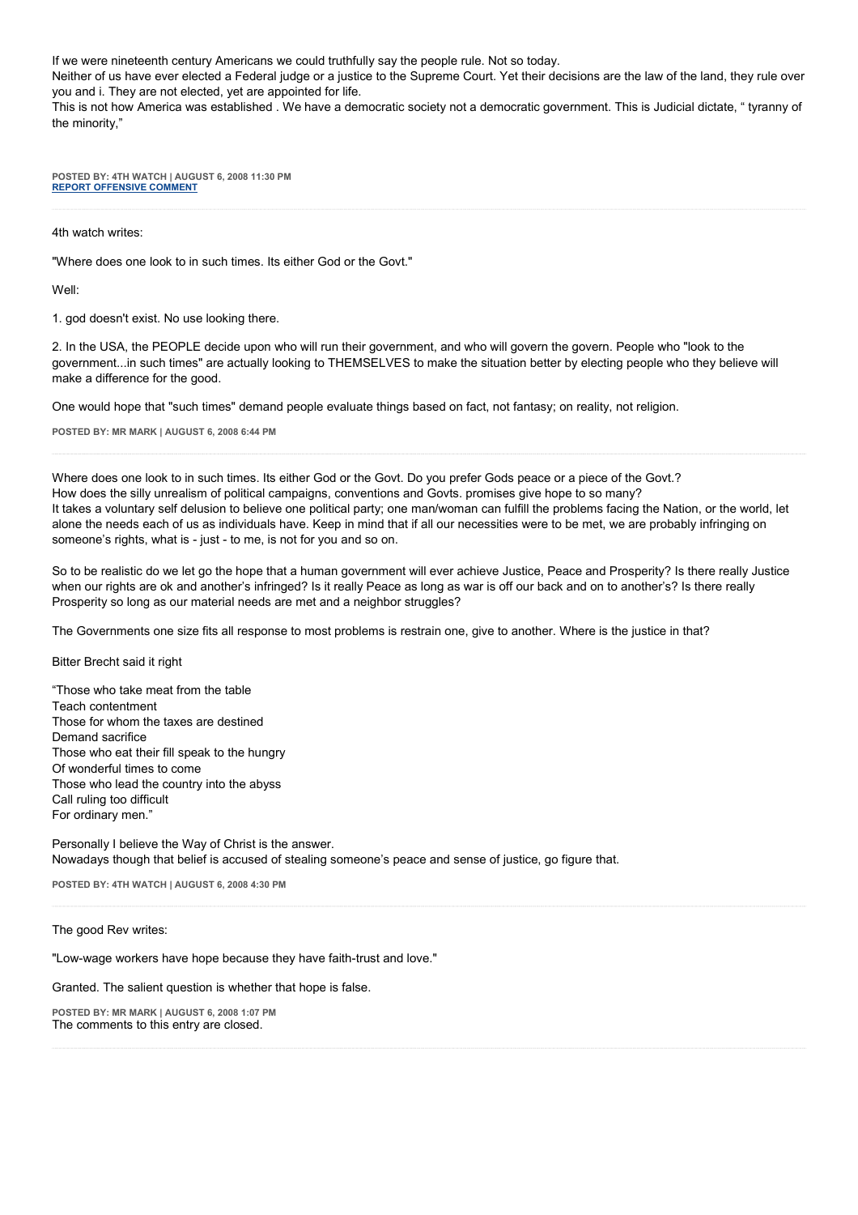If we were nineteenth century Americans we could truthfully say the people rule. Not so today.
Neither of us have ever elected a Federal judge or a justice to the Supreme Court. Yet their decisions are the law of the land, they rule over you and i. They are not elected, yet are appointed for life.
This is not how America was established . We have a democratic society not a democratic government. This is Judicial dictate, " tyranny of the minority,"

**POSTED BY: 4TH WATCH | AUGUST 6, 2008 11:30 PM**
**REPORT OFFENSIVE COMMENT**

---

4th watch writes:

"Where does one look to in such times. Its either God or the Govt."

Well:

1. god doesn't exist. No use looking there.

2. In the USA, the PEOPLE decide upon who will run their government, and who will govern the govern. People who "look to the government...in such times" are actually looking to THEMSELVES to make the situation better by electing people who they believe will make a difference for the good.

One would hope that "such times" demand people evaluate things based on fact, not fantasy; on reality, not religion.

**POSTED BY: MR MARK | AUGUST 6, 2008 6:44 PM**

---

Where does one look to in such times. Its either God or the Govt. Do you prefer Gods peace or a piece of the Govt.?
How does the silly unrealism of political campaigns, conventions and Govts. promises give hope to so many?
It takes a voluntary self delusion to believe one political party; one man/woman can fulfill the problems facing the Nation, or the world, let alone the needs each of us as individuals have. Keep in mind that if all our necessities were to be met, we are probably infringing on someone's rights, what is - just - to me, is not for you and so on.

So to be realistic do we let go the hope that a human government will ever achieve Justice, Peace and Prosperity? Is there really Justice when our rights are ok and another's infringed? Is it really Peace as long as war is off our back and on to another's? Is there really Prosperity so long as our material needs are met and a neighbor struggles?

The Governments one size fits all response to most problems is restrain one, give to another. Where is the justice in that?

Bitter Brecht said it right

"Those who take meat from the table
Teach contentment
Those for whom the taxes are destined
Demand sacrifice
Those who eat their fill speak to the hungry
Of wonderful times to come
Those who lead the country into the abyss
Call ruling too difficult
For ordinary men."

Personally I believe the Way of Christ is the answer.
Nowadays though that belief is accused of stealing someone's peace and sense of justice, go figure that.

**POSTED BY: 4TH WATCH | AUGUST 6, 2008 4:30 PM**

---

The good Rev writes:

"Low-wage workers have hope because they have faith-trust and love."

Granted. The salient question is whether that hope is false.

**POSTED BY: MR MARK | AUGUST 6, 2008 1:07 PM**
The comments to this entry are closed.